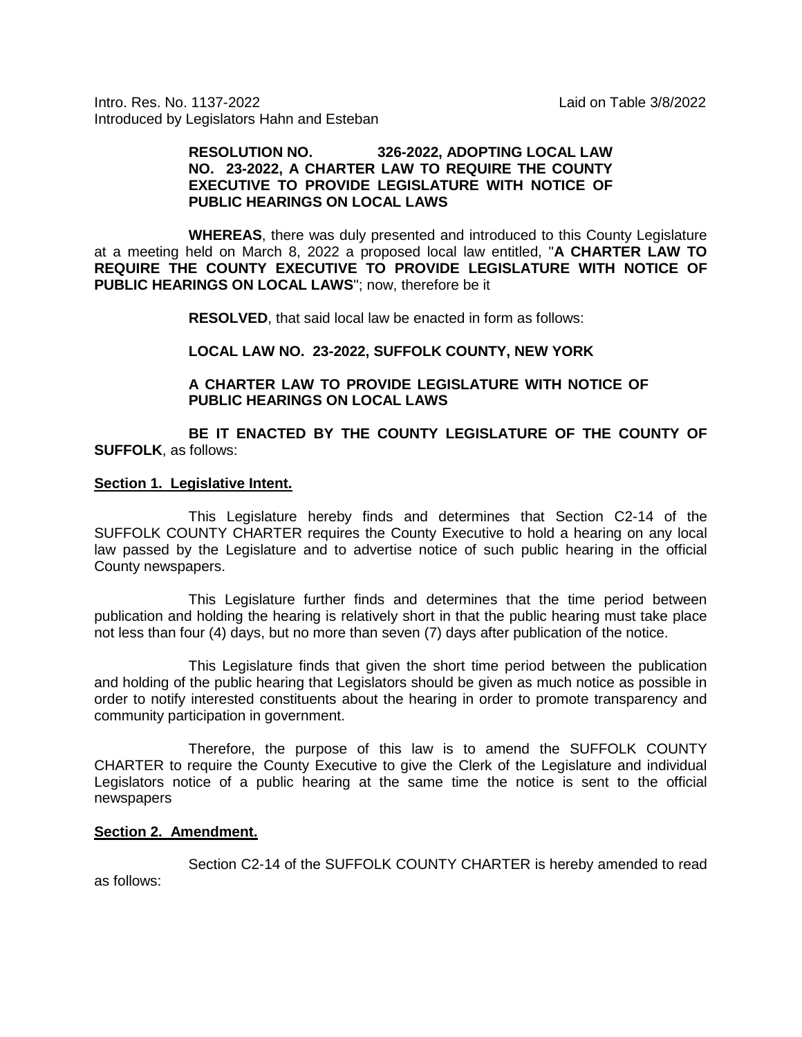Intro. Res. No. 1137-2022 Laid on Table 3/8/2022
Introduced by Legislators Hahn and Esteban

**RESOLUTION NO. 326-2022, ADOPTING LOCAL LAW NO. 23-2022, A CHARTER LAW TO REQUIRE THE COUNTY EXECUTIVE TO PROVIDE LEGISLATURE WITH NOTICE OF PUBLIC HEARINGS ON LOCAL LAWS**

**WHEREAS**, there was duly presented and introduced to this County Legislature at a meeting held on March 8, 2022 a proposed local law entitled, "**A CHARTER LAW TO REQUIRE THE COUNTY EXECUTIVE TO PROVIDE LEGISLATURE WITH NOTICE OF PUBLIC HEARINGS ON LOCAL LAWS**"; now, therefore be it

**RESOLVED**, that said local law be enacted in form as follows:

**LOCAL LAW NO. 23-2022, SUFFOLK COUNTY, NEW YORK**

**A CHARTER LAW TO PROVIDE LEGISLATURE WITH NOTICE OF PUBLIC HEARINGS ON LOCAL LAWS**

**BE IT ENACTED BY THE COUNTY LEGISLATURE OF THE COUNTY OF SUFFOLK**, as follows:

**Section 1. Legislative Intent.**

This Legislature hereby finds and determines that Section C2-14 of the SUFFOLK COUNTY CHARTER requires the County Executive to hold a hearing on any local law passed by the Legislature and to advertise notice of such public hearing in the official County newspapers.

This Legislature further finds and determines that the time period between publication and holding the hearing is relatively short in that the public hearing must take place not less than four (4) days, but no more than seven (7) days after publication of the notice.

This Legislature finds that given the short time period between the publication and holding of the public hearing that Legislators should be given as much notice as possible in order to notify interested constituents about the hearing in order to promote transparency and community participation in government.

Therefore, the purpose of this law is to amend the SUFFOLK COUNTY CHARTER to require the County Executive to give the Clerk of the Legislature and individual Legislators notice of a public hearing at the same time the notice is sent to the official newspapers

**Section 2. Amendment.**

Section C2-14 of the SUFFOLK COUNTY CHARTER is hereby amended to read as follows: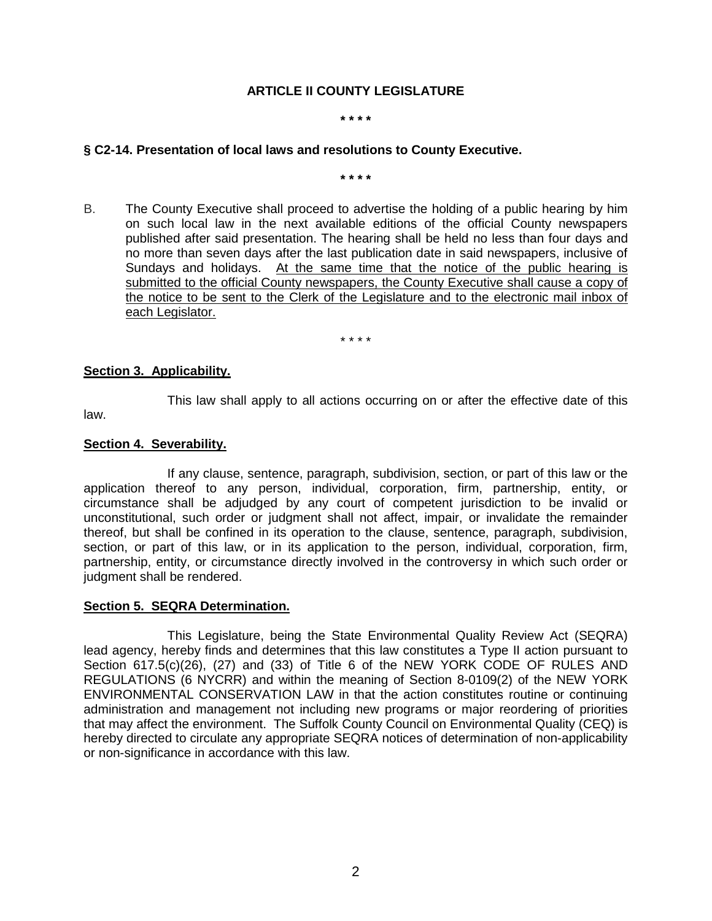**ARTICLE II COUNTY LEGISLATURE**

**\* \* \* \***

**§ C2-14. Presentation of local laws and resolutions to County Executive.**

**\* \* \* \***

B. The County Executive shall proceed to advertise the holding of a public hearing by him on such local law in the next available editions of the official County newspapers published after said presentation. The hearing shall be held no less than four days and no more than seven days after the last publication date in said newspapers, inclusive of Sundays and holidays. <u>At the same time that the notice of the public hearing is submitted to the official County newspapers, the County Executive shall cause a copy of the notice to be sent to the Clerk of the Legislature and to the electronic mail inbox of each Legislator.</u>

\* \* \* \*

**<u>Section 3. Applicability.</u>**

This law shall apply to all actions occurring on or after the effective date of this law.

**<u>Section 4. Severability.</u>**

If any clause, sentence, paragraph, subdivision, section, or part of this law or the application thereof to any person, individual, corporation, firm, partnership, entity, or circumstance shall be adjudged by any court of competent jurisdiction to be invalid or unconstitutional, such order or judgment shall not affect, impair, or invalidate the remainder thereof, but shall be confined in its operation to the clause, sentence, paragraph, subdivision, section, or part of this law, or in its application to the person, individual, corporation, firm, partnership, entity, or circumstance directly involved in the controversy in which such order or judgment shall be rendered.

**<u>Section 5. SEQRA Determination.</u>**

This Legislature, being the State Environmental Quality Review Act (SEQRA) lead agency, hereby finds and determines that this law constitutes a Type II action pursuant to Section 617.5(c)(26), (27) and (33) of Title 6 of the NEW YORK CODE OF RULES AND REGULATIONS (6 NYCRR) and within the meaning of Section 8-0109(2) of the NEW YORK ENVIRONMENTAL CONSERVATION LAW in that the action constitutes routine or continuing administration and management not including new programs or major reordering of priorities that may affect the environment. The Suffolk County Council on Environmental Quality (CEQ) is hereby directed to circulate any appropriate SEQRA notices of determination of non-applicability or non-significance in accordance with this law.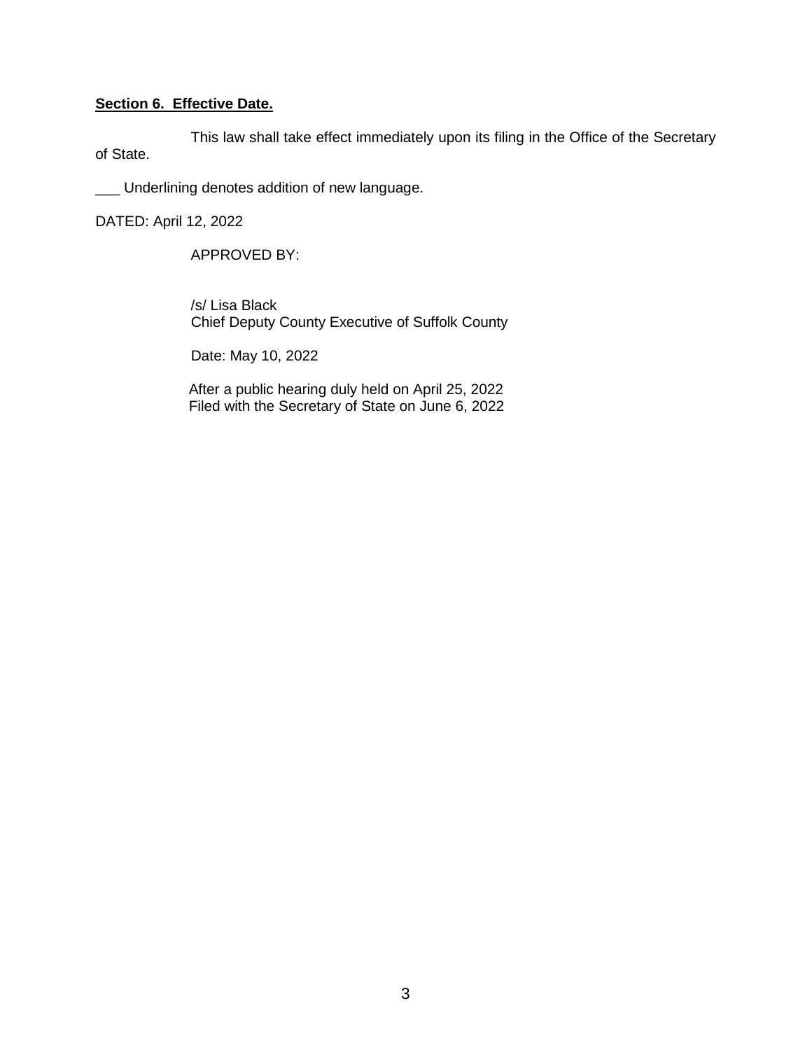**<u>Section 6. Effective Date.</u>**

This law shall take effect immediately upon its filing in the Office of the Secretary of State.

___ Underlining denotes addition of new language.

DATED: April 12, 2022

APPROVED BY:

/s/ Lisa Black
Chief Deputy County Executive of Suffolk County

Date: May 10, 2022

After a public hearing duly held on April 25, 2022
Filed with the Secretary of State on June 6, 2022